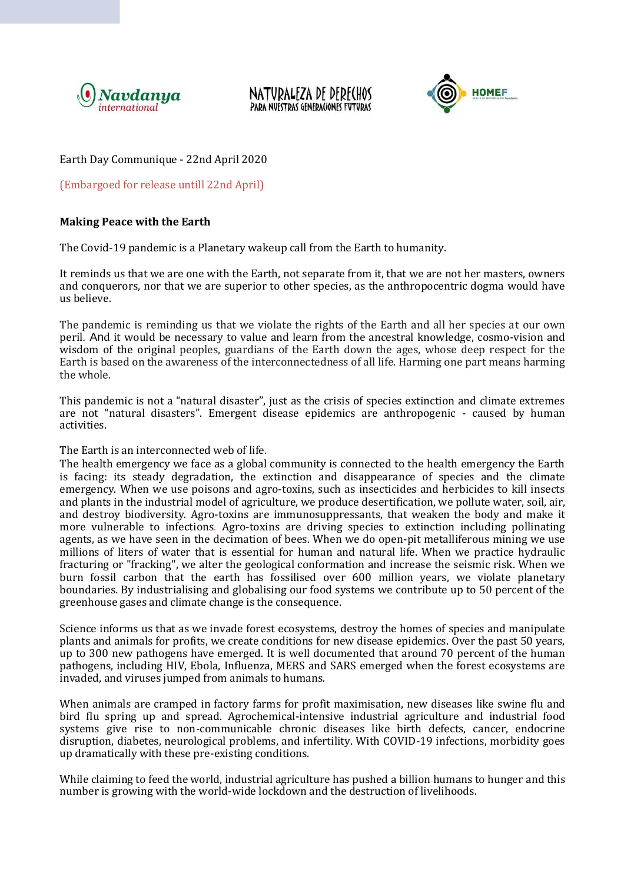Navdanya international

NATURALEZA DE DERECHOS
PARA NUESTRAS GENERACIONES FUTURAS

HOMEF

Earth Day Communique - 22nd April 2020

(Embargoed for release untill 22nd April)

**Making Peace with the Earth**

The Covid-19 pandemic is a Planetary wakeup call from the Earth to humanity.

It reminds us that we are one with the Earth, not separate from it, that we are not her masters, owners and conquerors, nor that we are superior to other species, as the anthropocentric dogma would have us believe.

The pandemic is reminding us that we violate the rights of the Earth and all her species at our own peril. And it would be necessary to value and learn from the ancestral knowledge, cosmo-vision and wisdom of the original peoples, guardians of the Earth down the ages, whose deep respect for the Earth is based on the awareness of the interconnectedness of all life. Harming one part means harming the whole.

This pandemic is not a "natural disaster", just as the crisis of species extinction and climate extremes are not "natural disasters". Emergent disease epidemics are anthropogenic - caused by human activities.

The Earth is an interconnected web of life.
The health emergency we face as a global community is connected to the health emergency the Earth is facing: its steady degradation, the extinction and disappearance of species and the climate emergency. When we use poisons and agro-toxins, such as insecticides and herbicides to kill insects and plants in the industrial model of agriculture, we produce desertification, we pollute water, soil, air, and destroy biodiversity. Agro-toxins are immunosuppressants, that weaken the body and make it more vulnerable to infections. Agro-toxins are driving species to extinction including pollinating agents, as we have seen in the decimation of bees. When we do open-pit metalliferous mining we use millions of liters of water that is essential for human and natural life. When we practice hydraulic fracturing or "fracking", we alter the geological conformation and increase the seismic risk. When we burn fossil carbon that the earth has fossilised over 600 million years, we violate planetary boundaries. By industrialising and globalising our food systems we contribute up to 50 percent of the greenhouse gases and climate change is the consequence.

Science informs us that as we invade forest ecosystems, destroy the homes of species and manipulate plants and animals for profits, we create conditions for new disease epidemics. Over the past 50 years, up to 300 new pathogens have emerged. It is well documented that around 70 percent of the human pathogens, including HIV, Ebola, Influenza, MERS and SARS emerged when the forest ecosystems are invaded, and viruses jumped from animals to humans.

When animals are cramped in factory farms for profit maximisation, new diseases like swine flu and bird flu spring up and spread. Agrochemical-intensive industrial agriculture and industrial food systems give rise to non-communicable chronic diseases like birth defects, cancer, endocrine disruption, diabetes, neurological problems, and infertility. With COVID-19 infections, morbidity goes up dramatically with these pre-existing conditions.

While claiming to feed the world, industrial agriculture has pushed a billion humans to hunger and this number is growing with the world-wide lockdown and the destruction of livelihoods.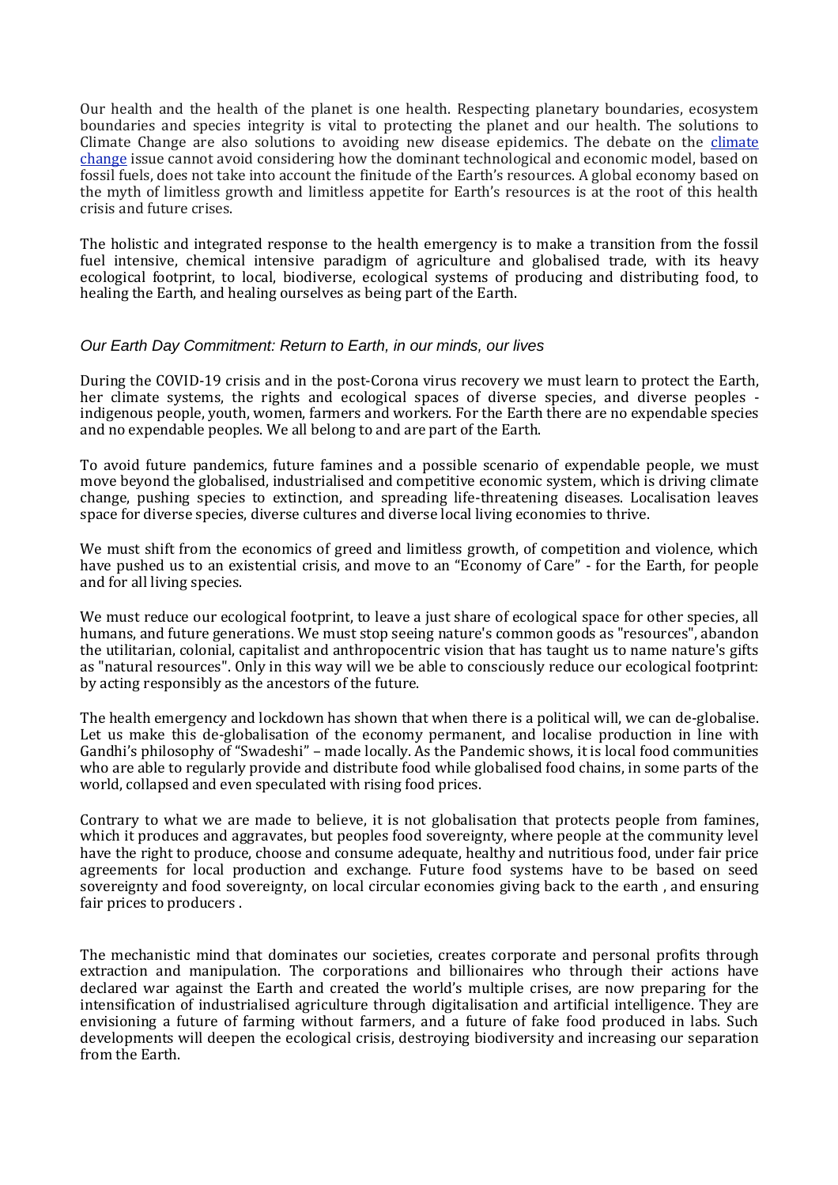Our health and the health of the planet is one health. Respecting planetary boundaries, ecosystem boundaries and species integrity is vital to protecting the planet and our health. The solutions to Climate Change are also solutions to avoiding new disease epidemics. The debate on the climate change issue cannot avoid considering how the dominant technological and economic model, based on fossil fuels, does not take into account the finitude of the Earth's resources. A global economy based on the myth of limitless growth and limitless appetite for Earth's resources is at the root of this health crisis and future crises.

The holistic and integrated response to the health emergency is to make a transition from the fossil fuel intensive, chemical intensive paradigm of agriculture and globalised trade, with its heavy ecological footprint, to local, biodiverse, ecological systems of producing and distributing food, to healing the Earth, and healing ourselves as being part of the Earth.

### *Our Earth Day Commitment: Return to Earth, in our minds, our lives*

During the COVID-19 crisis and in the post-Corona virus recovery we must learn to protect the Earth, her climate systems, the rights and ecological spaces of diverse species, and diverse peoples - indigenous people, youth, women, farmers and workers. For the Earth there are no expendable species and no expendable peoples. We all belong to and are part of the Earth.

To avoid future pandemics, future famines and a possible scenario of expendable people, we must move beyond the globalised, industrialised and competitive economic system, which is driving climate change, pushing species to extinction, and spreading life-threatening diseases. Localisation leaves space for diverse species, diverse cultures and diverse local living economies to thrive.

We must shift from the economics of greed and limitless growth, of competition and violence, which have pushed us to an existential crisis, and move to an "Economy of Care" - for the Earth, for people and for all living species.

We must reduce our ecological footprint, to leave a just share of ecological space for other species, all humans, and future generations. We must stop seeing nature's common goods as "resources", abandon the utilitarian, colonial, capitalist and anthropocentric vision that has taught us to name nature's gifts as "natural resources". Only in this way will we be able to consciously reduce our ecological footprint: by acting responsibly as the ancestors of the future.

The health emergency and lockdown has shown that when there is a political will, we can de-globalise. Let us make this de-globalisation of the economy permanent, and localise production in line with Gandhi's philosophy of "Swadeshi" – made locally. As the Pandemic shows, it is local food communities who are able to regularly provide and distribute food while globalised food chains, in some parts of the world, collapsed and even speculated with rising food prices.

Contrary to what we are made to believe, it is not globalisation that protects people from famines, which it produces and aggravates, but peoples food sovereignty, where people at the community level have the right to produce, choose and consume adequate, healthy and nutritious food, under fair price agreements for local production and exchange. Future food systems have to be based on seed sovereignty and food sovereignty, on local circular economies giving back to the earth , and ensuring fair prices to producers .

The mechanistic mind that dominates our societies, creates corporate and personal profits through extraction and manipulation. The corporations and billionaires who through their actions have declared war against the Earth and created the world's multiple crises, are now preparing for the intensification of industrialised agriculture through digitalisation and artificial intelligence. They are envisioning a future of farming without farmers, and a future of fake food produced in labs. Such developments will deepen the ecological crisis, destroying biodiversity and increasing our separation from the Earth.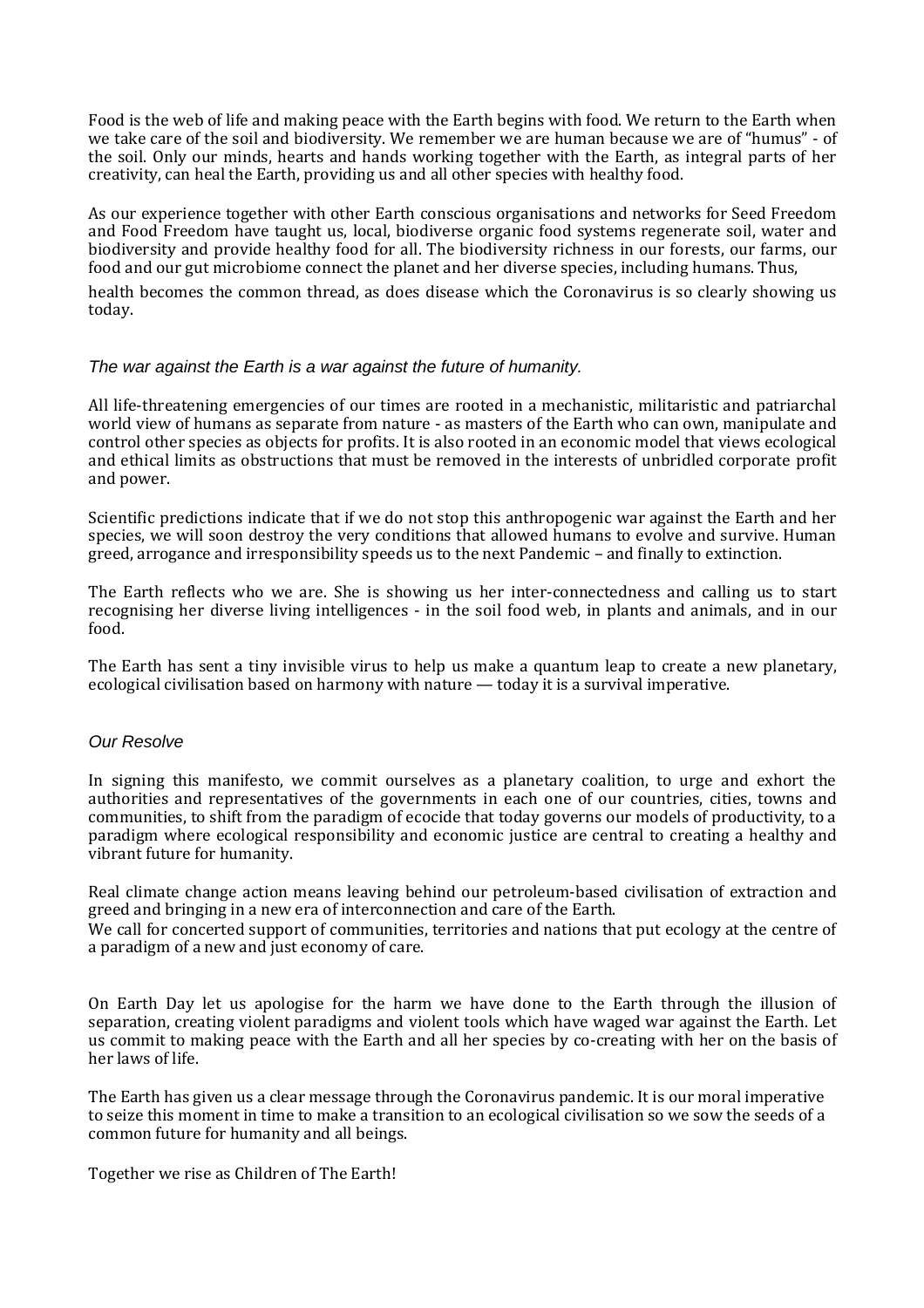Food is the web of life and making peace with the Earth begins with food. We return to the Earth when we take care of the soil and biodiversity. We remember we are human because we are of "humus" - of the soil. Only our minds, hearts and hands working together with the Earth, as integral parts of her creativity, can heal the Earth, providing us and all other species with healthy food.

As our experience together with other Earth conscious organisations and networks for Seed Freedom and Food Freedom have taught us, local, biodiverse organic food systems regenerate soil, water and biodiversity and provide healthy food for all. The biodiversity richness in our forests, our farms, our food and our gut microbiome connect the planet and her diverse species, including humans. Thus,

health becomes the common thread, as does disease which the Coronavirus is so clearly showing us today.

### *The war against the Earth is a war against the future of humanity.*

All life-threatening emergencies of our times are rooted in a mechanistic, militaristic and patriarchal world view of humans as separate from nature - as masters of the Earth who can own, manipulate and control other species as objects for profits. It is also rooted in an economic model that views ecological and ethical limits as obstructions that must be removed in the interests of unbridled corporate profit and power.

Scientific predictions indicate that if we do not stop this anthropogenic war against the Earth and her species, we will soon destroy the very conditions that allowed humans to evolve and survive. Human greed, arrogance and irresponsibility speeds us to the next Pandemic – and finally to extinction.

The Earth reflects who we are. She is showing us her inter-connectedness and calling us to start recognising her diverse living intelligences - in the soil food web, in plants and animals, and in our food.

The Earth has sent a tiny invisible virus to help us make a quantum leap to create a new planetary, ecological civilisation based on harmony with nature — today it is a survival imperative.

### *Our Resolve*

In signing this manifesto, we commit ourselves as a planetary coalition, to urge and exhort the authorities and representatives of the governments in each one of our countries, cities, towns and communities, to shift from the paradigm of ecocide that today governs our models of productivity, to a paradigm where ecological responsibility and economic justice are central to creating a healthy and vibrant future for humanity.

Real climate change action means leaving behind our petroleum-based civilisation of extraction and greed and bringing in a new era of interconnection and care of the Earth.
We call for concerted support of communities, territories and nations that put ecology at the centre of a paradigm of a new and just economy of care.

On Earth Day let us apologise for the harm we have done to the Earth through the illusion of separation, creating violent paradigms and violent tools which have waged war against the Earth. Let us commit to making peace with the Earth and all her species by co-creating with her on the basis of her laws of life.

The Earth has given us a clear message through the Coronavirus pandemic. It is our moral imperative to seize this moment in time to make a transition to an ecological civilisation so we sow the seeds of a common future for humanity and all beings.

Together we rise as Children of The Earth!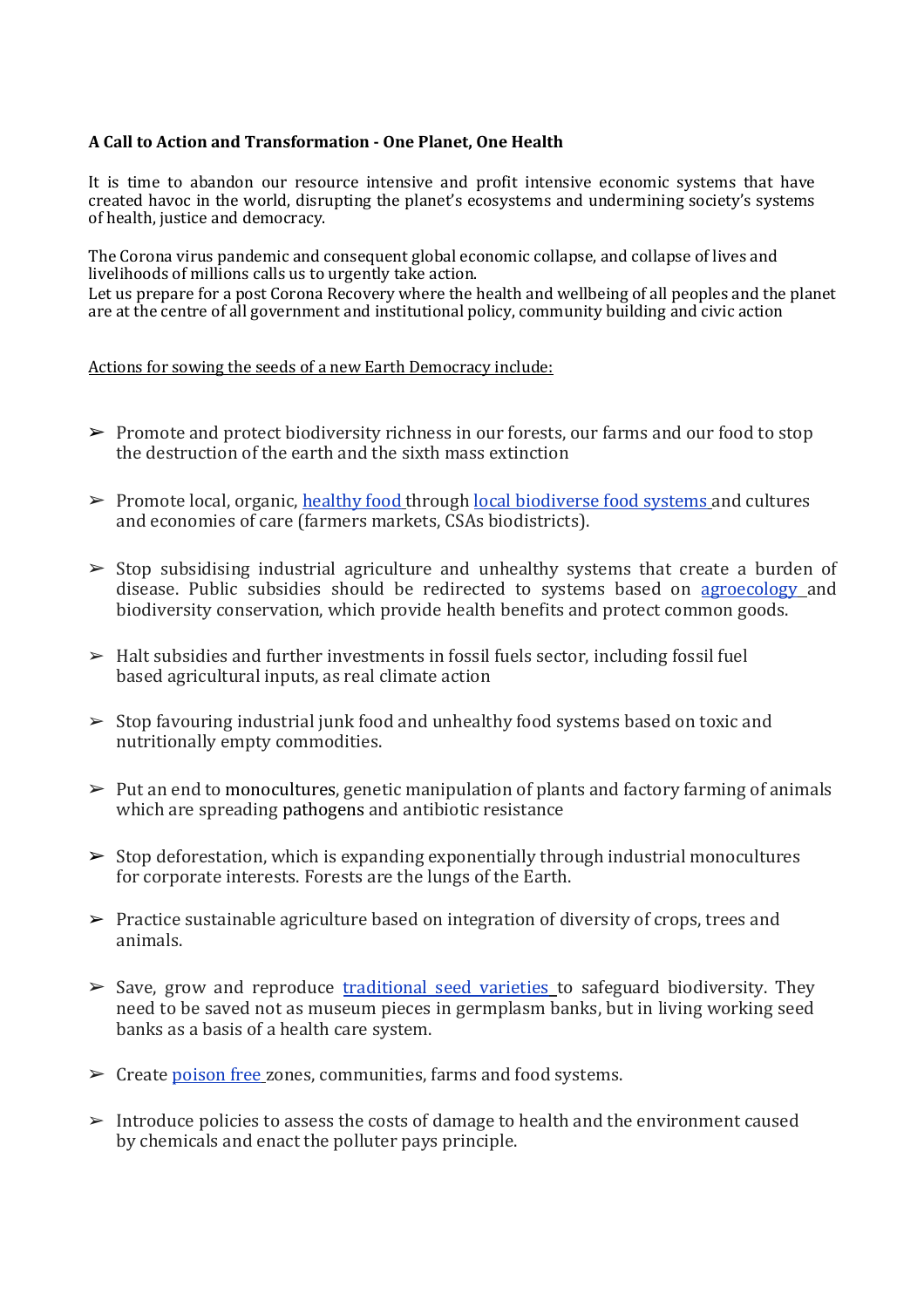**A Call to Action and Transformation - One Planet, One Health**

It is time to abandon our resource intensive and profit intensive economic systems that have created havoc in the world, disrupting the planet's ecosystems and undermining society's systems of health, justice and democracy.

The Corona virus pandemic and consequent global economic collapse, and collapse of lives and livelihoods of millions calls us to urgently take action.
Let us prepare for a post Corona Recovery where the health and wellbeing of all peoples and the planet are at the centre of all government and institutional policy, community building and civic action

<u>Actions for sowing the seeds of a new Earth Democracy include:</u>

- Promote and protect biodiversity richness in our forests, our farms and our food to stop the destruction of the earth and the sixth mass extinction

- Promote local, organic, healthy food through local biodiverse food systems and cultures and economies of care (farmers markets, CSAs biodistricts).

- Stop subsidising industrial agriculture and unhealthy systems that create a burden of disease. Public subsidies should be redirected to systems based on agroecology and biodiversity conservation, which provide health benefits and protect common goods.

- Halt subsidies and further investments in fossil fuels sector, including fossil fuel based agricultural inputs, as real climate action

- Stop favouring industrial junk food and unhealthy food systems based on toxic and nutritionally empty commodities.

- Put an end to monocultures, genetic manipulation of plants and factory farming of animals which are spreading pathogens and antibiotic resistance

- Stop deforestation, which is expanding exponentially through industrial monocultures for corporate interests. Forests are the lungs of the Earth.

- Practice sustainable agriculture based on integration of diversity of crops, trees and animals.

- Save, grow and reproduce traditional seed varieties to safeguard biodiversity. They need to be saved not as museum pieces in germplasm banks, but in living working seed banks as a basis of a health care system.

- Create poison free zones, communities, farms and food systems.

- Introduce policies to assess the costs of damage to health and the environment caused by chemicals and enact the polluter pays principle.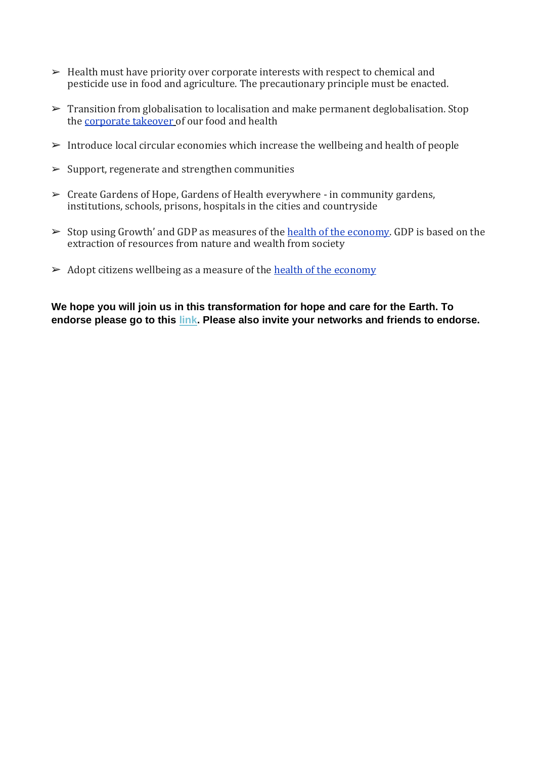- Health must have priority over corporate interests with respect to chemical and pesticide use in food and agriculture. The precautionary principle must be enacted.
- Transition from globalisation to localisation and make permanent deglobalisation. Stop the corporate takeover of our food and health
- Introduce local circular economies which increase the wellbeing and health of people
- Support, regenerate and strengthen communities
- Create Gardens of Hope, Gardens of Health everywhere - in community gardens, institutions, schools, prisons, hospitals in the cities and countryside
- Stop using Growth' and GDP as measures of the health of the economy. GDP is based on the extraction of resources from nature and wealth from society
- Adopt citizens wellbeing as a measure of the health of the economy

**We hope you will join us in this transformation for hope and care for the Earth. To endorse please go to this link. Please also invite your networks and friends to endorse.**